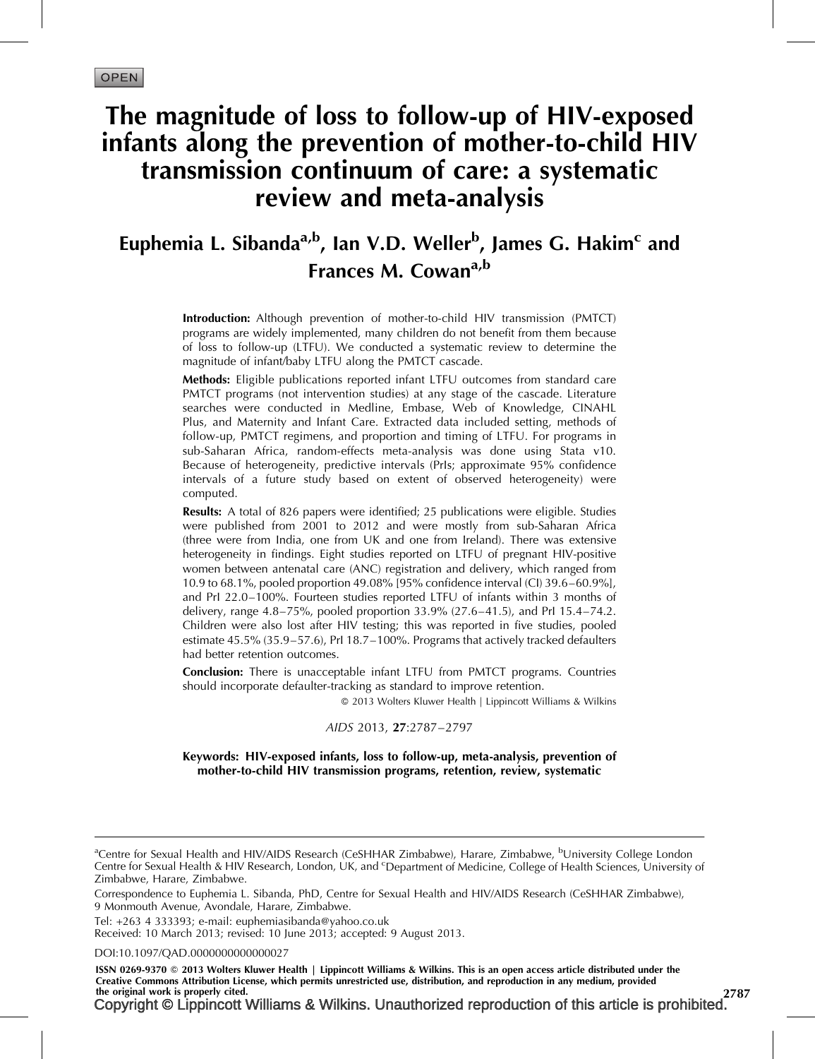OPEN

# The magnitude of loss to follow-up of HIV-exposed infants along the prevention of mother-to-child HIV transmission continuum of care: a systematic review and meta-analysis

## Euphemia L. Sibanda[a,b], Ian V.D. Weller[b], James G. Hakim[c] and Frances M. Cowan[a,b]

**Introduction:** Although prevention of mother-to-child HIV transmission (PMTCT) programs are widely implemented, many children do not benefit from them because of loss to follow-up (LTFU). We conducted a systematic review to determine the magnitude of infant/baby LTFU along the PMTCT cascade.

**Methods:** Eligible publications reported infant LTFU outcomes from standard care PMTCT programs (not intervention studies) at any stage of the cascade. Literature searches were conducted in Medline, Embase, Web of Knowledge, CINAHL Plus, and Maternity and Infant Care. Extracted data included setting, methods of follow-up, PMTCT regimens, and proportion and timing of LTFU. For programs in sub-Saharan Africa, random-effects meta-analysis was done using Stata v10. Because of heterogeneity, predictive intervals (PrIs; approximate 95% confidence intervals of a future study based on extent of observed heterogeneity) were computed.

**Results:** A total of 826 papers were identified; 25 publications were eligible. Studies were published from 2001 to 2012 and were mostly from sub-Saharan Africa (three were from India, one from UK and one from Ireland). There was extensive heterogeneity in findings. Eight studies reported on LTFU of pregnant HIV-positive women between antenatal care (ANC) registration and delivery, which ranged from 10.9 to 68.1%, pooled proportion 49.08% [95% confidence interval (CI) 39.6–60.9%], and PrI 22.0–100%. Fourteen studies reported LTFU of infants within 3 months of delivery, range 4.8–75%, pooled proportion 33.9% (27.6–41.5), and PrI 15.4–74.2. Children were also lost after HIV testing; this was reported in five studies, pooled estimate 45.5% (35.9–57.6), PrI 18.7–100%. Programs that actively tracked defaulters had better retention outcomes.

**Conclusion:** There is unacceptable infant LTFU from PMTCT programs. Countries should incorporate defaulter-tracking as standard to improve retention.

© 2013 Wolters Kluwer Health | Lippincott Williams & Wilkins

*AIDS* 2013, **27**:2787–2797

**Keywords:** HIV-exposed infants, loss to follow-up, meta-analysis, prevention of mother-to-child HIV transmission programs, retention, review, systematic

---

[a]Centre for Sexual Health and HIV/AIDS Research (CeSHHAR Zimbabwe), Harare, Zimbabwe, [b]University College London Centre for Sexual Health & HIV Research, London, UK, and [c]Department of Medicine, College of Health Sciences, University of Zimbabwe, Harare, Zimbabwe.

Correspondence to Euphemia L. Sibanda, PhD, Centre for Sexual Health and HIV/AIDS Research (CeSHHAR Zimbabwe), 9 Monmouth Avenue, Avondale, Harare, Zimbabwe.

Tel: +263 4 333393; e-mail: euphemiasibanda@yahoo.co.uk

Received: 10 March 2013; revised: 10 June 2013; accepted: 9 August 2013.

DOI:10.1097/QAD.0000000000000027

ISSN 0269-9370 © 2013 Wolters Kluwer Health | Lippincott Williams & Wilkins. This is an open access article distributed under the Creative Commons Attribution License, which permits unrestricted use, distribution, and reproduction in any medium, provided the original work is properly cited.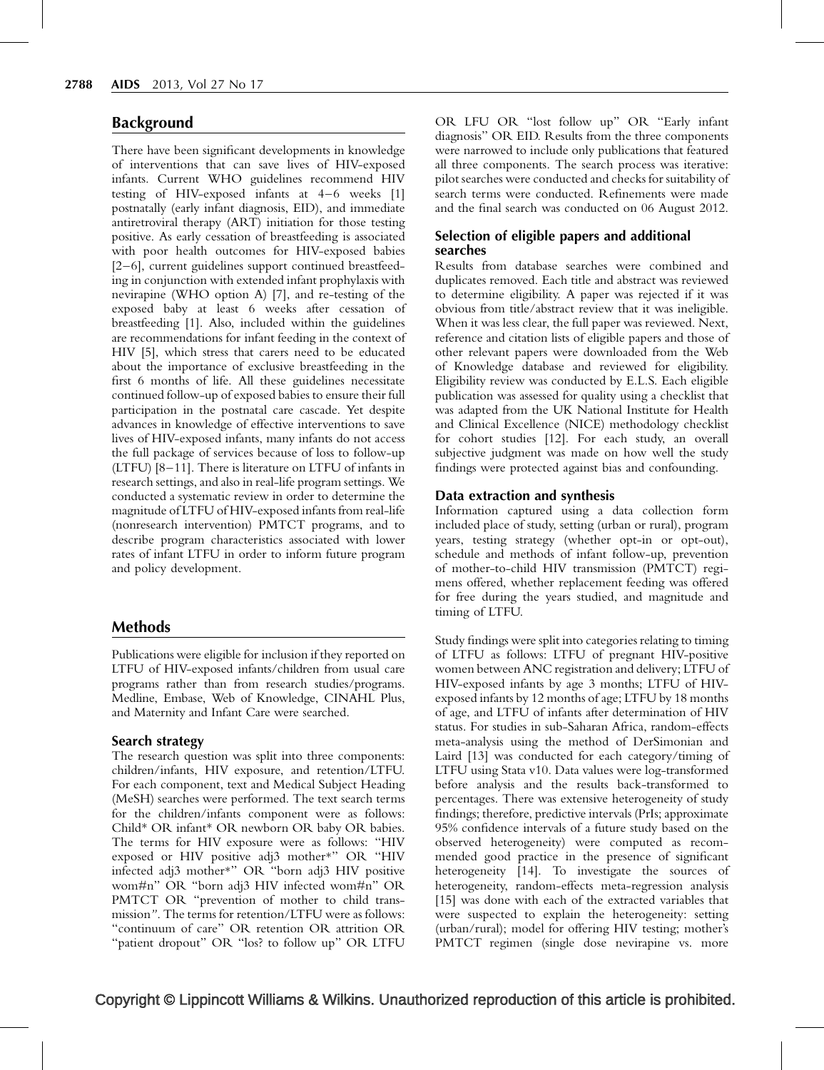## Background

There have been significant developments in knowledge of interventions that can save lives of HIV-exposed infants. Current WHO guidelines recommend HIV testing of HIV-exposed infants at 4–6 weeks [1] postnatally (early infant diagnosis, EID), and immediate antiretroviral therapy (ART) initiation for those testing positive. As early cessation of breastfeeding is associated with poor health outcomes for HIV-exposed babies [2–6], current guidelines support continued breastfeeding in conjunction with extended infant prophylaxis with nevirapine (WHO option A) [7], and re-testing of the exposed baby at least 6 weeks after cessation of breastfeeding [1]. Also, included within the guidelines are recommendations for infant feeding in the context of HIV [5], which stress that carers need to be educated about the importance of exclusive breastfeeding in the first 6 months of life. All these guidelines necessitate continued follow-up of exposed babies to ensure their full participation in the postnatal care cascade. Yet despite advances in knowledge of effective interventions to save lives of HIV-exposed infants, many infants do not access the full package of services because of loss to follow-up (LTFU) [8–11]. There is literature on LTFU of infants in research settings, and also in real-life program settings. We conducted a systematic review in order to determine the magnitude of LTFU of HIV-exposed infants from real-life (nonresearch intervention) PMTCT programs, and to describe program characteristics associated with lower rates of infant LTFU in order to inform future program and policy development.

## Methods

Publications were eligible for inclusion if they reported on LTFU of HIV-exposed infants/children from usual care programs rather than from research studies/programs. Medline, Embase, Web of Knowledge, CINAHL Plus, and Maternity and Infant Care were searched.

### Search strategy

The research question was split into three components: children/infants, HIV exposure, and retention/LTFU. For each component, text and Medical Subject Heading (MeSH) searches were performed. The text search terms for the children/infants component were as follows: Child* OR infant* OR newborn OR baby OR babies. The terms for HIV exposure were as follows: "HIV exposed or HIV positive adj3 mother*" OR "HIV infected adj3 mother*" OR "born adj3 HIV positive wom#n" OR "born adj3 HIV infected wom#n" OR PMTCT OR "prevention of mother to child transmission". The terms for retention/LTFU were as follows: "continuum of care" OR retention OR attrition OR "patient dropout" OR "los? to follow up" OR LTFU OR LFU OR "lost follow up" OR "Early infant diagnosis" OR EID. Results from the three components were narrowed to include only publications that featured all three components. The search process was iterative: pilot searches were conducted and checks for suitability of search terms were conducted. Refinements were made and the final search was conducted on 06 August 2012.

### Selection of eligible papers and additional searches

Results from database searches were combined and duplicates removed. Each title and abstract was reviewed to determine eligibility. A paper was rejected if it was obvious from title/abstract review that it was ineligible. When it was less clear, the full paper was reviewed. Next, reference and citation lists of eligible papers and those of other relevant papers were downloaded from the Web of Knowledge database and reviewed for eligibility. Eligibility review was conducted by E.L.S. Each eligible publication was assessed for quality using a checklist that was adapted from the UK National Institute for Health and Clinical Excellence (NICE) methodology checklist for cohort studies [12]. For each study, an overall subjective judgment was made on how well the study findings were protected against bias and confounding.

### Data extraction and synthesis

Information captured using a data collection form included place of study, setting (urban or rural), program years, testing strategy (whether opt-in or opt-out), schedule and methods of infant follow-up, prevention of mother-to-child HIV transmission (PMTCT) regimens offered, whether replacement feeding was offered for free during the years studied, and magnitude and timing of LTFU.

Study findings were split into categories relating to timing of LTFU as follows: LTFU of pregnant HIV-positive women between ANC registration and delivery; LTFU of HIV-exposed infants by age 3 months; LTFU of HIV-exposed infants by 12 months of age; LTFU by 18 months of age, and LTFU of infants after determination of HIV status. For studies in sub-Saharan Africa, random-effects meta-analysis using the method of DerSimonian and Laird [13] was conducted for each category/timing of LTFU using Stata v10. Data values were log-transformed before analysis and the results back-transformed to percentages. There was extensive heterogeneity of study findings; therefore, predictive intervals (PrIs; approximate 95% confidence intervals of a future study based on the observed heterogeneity) were computed as recommended good practice in the presence of significant heterogeneity [14]. To investigate the sources of heterogeneity, random-effects meta-regression analysis [15] was done with each of the extracted variables that were suspected to explain the heterogeneity: setting (urban/rural); model for offering HIV testing; mother's PMTCT regimen (single dose nevirapine vs. more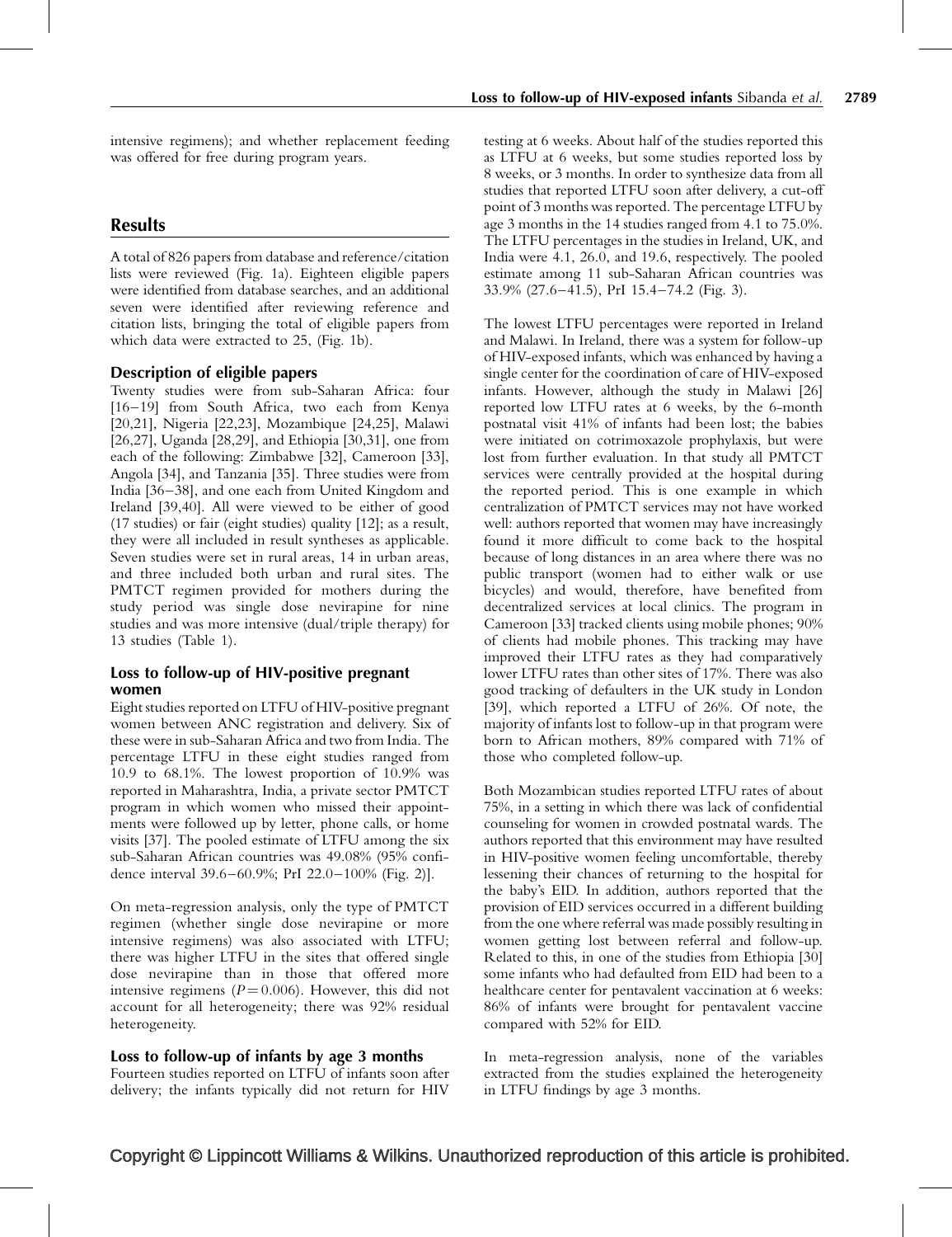intensive regimens); and whether replacement feeding was offered for free during program years.

## Results

A total of 826 papers from database and reference/citation lists were reviewed (Fig. 1a). Eighteen eligible papers were identified from database searches, and an additional seven were identified after reviewing reference and citation lists, bringing the total of eligible papers from which data were extracted to 25, (Fig. 1b).

### Description of eligible papers

Twenty studies were from sub-Saharan Africa: four [16–19] from South Africa, two each from Kenya [20,21], Nigeria [22,23], Mozambique [24,25], Malawi [26,27], Uganda [28,29], and Ethiopia [30,31], one from each of the following: Zimbabwe [32], Cameroon [33], Angola [34], and Tanzania [35]. Three studies were from India [36–38], and one each from United Kingdom and Ireland [39,40]. All were viewed to be either of good (17 studies) or fair (eight studies) quality [12]; as a result, they were all included in result syntheses as applicable. Seven studies were set in rural areas, 14 in urban areas, and three included both urban and rural sites. The PMTCT regimen provided for mothers during the study period was single dose nevirapine for nine studies and was more intensive (dual/triple therapy) for 13 studies (Table 1).

### Loss to follow-up of HIV-positive pregnant women

Eight studies reported on LTFU of HIV-positive pregnant women between ANC registration and delivery. Six of these were in sub-Saharan Africa and two from India. The percentage LTFU in these eight studies ranged from 10.9 to 68.1%. The lowest proportion of 10.9% was reported in Maharashtra, India, a private sector PMTCT program in which women who missed their appointments were followed up by letter, phone calls, or home visits [37]. The pooled estimate of LTFU among the six sub-Saharan African countries was 49.08% (95% confidence interval 39.6–60.9%; PrI 22.0–100% (Fig. 2)].

On meta-regression analysis, only the type of PMTCT regimen (whether single dose nevirapine or more intensive regimens) was also associated with LTFU; there was higher LTFU in the sites that offered single dose nevirapine than in those that offered more intensive regimens ($P = 0.006$). However, this did not account for all heterogeneity; there was 92% residual heterogeneity.

### Loss to follow-up of infants by age 3 months

Fourteen studies reported on LTFU of infants soon after delivery; the infants typically did not return for HIV testing at 6 weeks. About half of the studies reported this as LTFU at 6 weeks, but some studies reported loss by 8 weeks, or 3 months. In order to synthesize data from all studies that reported LTFU soon after delivery, a cut-off point of 3 months was reported. The percentage LTFU by age 3 months in the 14 studies ranged from 4.1 to 75.0%. The LTFU percentages in the studies in Ireland, UK, and India were 4.1, 26.0, and 19.6, respectively. The pooled estimate among 11 sub-Saharan African countries was 33.9% (27.6–41.5), PrI 15.4–74.2 (Fig. 3).

The lowest LTFU percentages were reported in Ireland and Malawi. In Ireland, there was a system for follow-up of HIV-exposed infants, which was enhanced by having a single center for the coordination of care of HIV-exposed infants. However, although the study in Malawi [26] reported low LTFU rates at 6 weeks, by the 6-month postnatal visit 41% of infants had been lost; the babies were initiated on cotrimoxazole prophylaxis, but were lost from further evaluation. In that study all PMTCT services were centrally provided at the hospital during the reported period. This is one example in which centralization of PMTCT services may not have worked well: authors reported that women may have increasingly found it more difficult to come back to the hospital because of long distances in an area where there was no public transport (women had to either walk or use bicycles) and would, therefore, have benefited from decentralized services at local clinics. The program in Cameroon [33] tracked clients using mobile phones; 90% of clients had mobile phones. This tracking may have improved their LTFU rates as they had comparatively lower LTFU rates than other sites of 17%. There was also good tracking of defaulters in the UK study in London [39], which reported a LTFU of 26%. Of note, the majority of infants lost to follow-up in that program were born to African mothers, 89% compared with 71% of those who completed follow-up.

Both Mozambican studies reported LTFU rates of about 75%, in a setting in which there was lack of confidential counseling for women in crowded postnatal wards. The authors reported that this environment may have resulted in HIV-positive women feeling uncomfortable, thereby lessening their chances of returning to the hospital for the baby's EID. In addition, authors reported that the provision of EID services occurred in a different building from the one where referral was made possibly resulting in women getting lost between referral and follow-up. Related to this, in one of the studies from Ethiopia [30] some infants who had defaulted from EID had been to a healthcare center for pentavalent vaccination at 6 weeks: 86% of infants were brought for pentavalent vaccine compared with 52% for EID.

In meta-regression analysis, none of the variables extracted from the studies explained the heterogeneity in LTFU findings by age 3 months.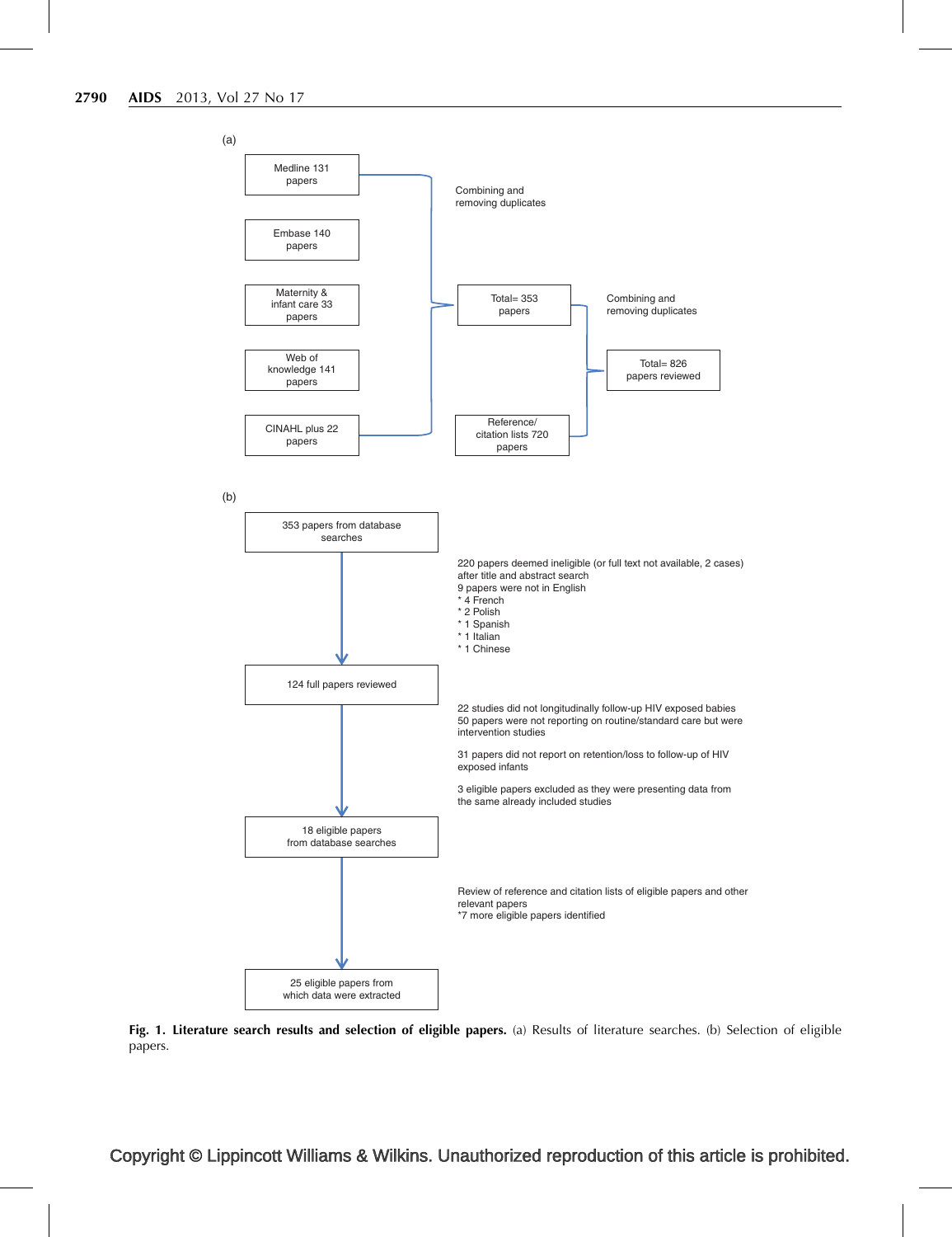(a)

Medline 131 papers

Embase 140 papers

Maternity & infant care 33 papers

Web of knowledge 141 papers

CINAHL plus 22 papers

Combining and removing duplicates

Total= 353 papers

Reference/ citation lists 720 papers

Combining and removing duplicates

Total= 826 papers reviewed

(b)

353 papers from database searches

220 papers deemed ineligible (or full text not available, 2 cases) after title and abstract search
9 papers were not in English
* 4 French
* 2 Polish
* 1 Spanish
* 1 Italian
* 1 Chinese

124 full papers reviewed

22 studies did not longitudinally follow-up HIV exposed babies
50 papers were not reporting on routine/standard care but were intervention studies

31 papers did not report on retention/loss to follow-up of HIV exposed infants

3 eligible papers excluded as they were presenting data from the same already included studies

18 eligible papers from database searches

Review of reference and citation lists of eligible papers and other relevant papers
*7 more eligible papers identified

25 eligible papers from which data were extracted

**Fig. 1. Literature search results and selection of eligible papers.** (a) Results of literature searches. (b) Selection of eligible papers.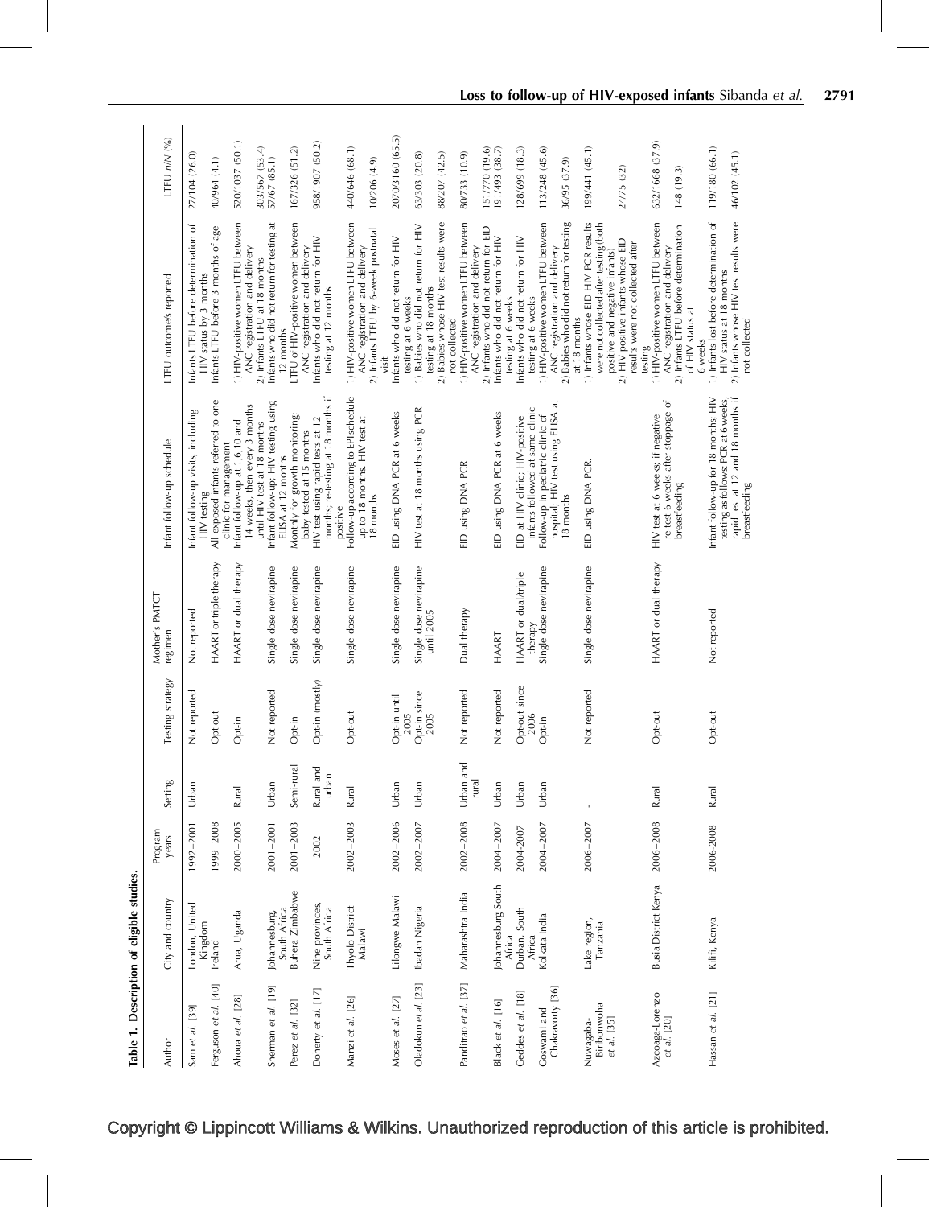Table 1. Description of eligible studies.

| Author | City and country | Program years | Setting | Testing strategy | Mother's PMTCT regimen | Infant follow-up schedule | LTFU outcome/s reported | LTFU n/N (%) |
|---|---|---|---|---|---|---|---|---|
| Sam et al. [39] | London, United Kingdom | 1992–2001 | Urban | Not reported | Not reported | Infant follow-up visits, including HIV testing | Infants LTFU before determination of HIV status by 3 months | 27/104 (26.0) |
| Ferguson et al. [40] | Ireland | 1999–2008 | - | Opt-out | HAART or triple therapy | All exposed infants referred to one clinic for management | Infants LTFU before 3 months of age | 40/964 (4.1) |
| Ahoua et al. [28] | Arua, Uganda | 2000–2005 | Rural | Opt-in | HAART or dual therapy | Infant follow-up at 1,6,10 and 14 weeks, then every 3 months until HIV test at 18 months | 1) HIV-positive women LTFU between ANC registration and delivery<br>2) Infants LTFU at 18 months | 520/1037 (50.1)<br>303/567 (53.4) |
| Sherman et al. [19] | Johannesburg, South Africa | 2001–2001 | Urban | Not reported | Single dose nevirapine | Infant follow-up; HIV testing using ELISA at 12 months | Infants who did not return for testing at 12 months | 57/67 (85.1) |
| Perez et al. [32] | Buhera Zimbabwe | 2001–2003 | Semi-rural | Opt-in | Single dose nevirapine | Monthly for growth monitoring; baby tested at 15 months | LTFU of HIV-positive women between ANC registration and delivery | 167/326 (51.2) |
| Doherty et al. [17] | Nine provinces, South Africa | 2002 | Rural and urban | Opt-in (mostly) | Single dose nevirapine | HIV test using rapid tests at 12 months; re-testing at 18 months if positive | Infants who did not return for HIV testing at 12 months | 958/1907 (50.2) |
| Manzi et al. [26] | Thyolo District Malawi | 2002–2003 | Rural | Opt-out | Single dose nevirapine | Follow-up according to EPI schedule up to 18 months. HIV test at 18 months | 1) HIV-positive women LTFU between ANC registration and delivery<br>2) Infants LTFU by 6-week postnatal visit | 440/646 (68.1)<br>10/206 (4.9) |
| Moses et al. [27] | Lilongwe Malawi | 2002–2006 | Urban | Opt-in until 2005 | Single dose nevirapine | EID using DNA PCR at 6 weeks | Infants who did not return for HIV testing at 6 weeks | 2070/3160 (65.5) |
| Oladokun et al. [23] | Ibadan Nigeria | 2002–2007 | Urban | Opt-in since 2005 | Single dose nevirapine until 2005 | HIV test at 18 months using PCR | 1) Babies who did not return for HIV testing at 18 months<br>2) Babies whose HIV test results were not collected | 63/303 (20.8)<br>88/207 (42.5) |
| Panditrao et al. [37] | Maharashtra India | 2002–2008 | Urban and rural | Not reported | Dual therapy | EID using DNA PCR | 1) HIV-positive women LTFU between ANC registration and delivery<br>2) Infants who did not return for EID | 80/733 (10.9)<br>151/770 (19.6) |
| Black et al. [16] | Johannesburg South Africa | 2004–2007 | Urban | Not reported | HAART | EID using DNA PCR at 6 weeks | Infants who did not return for HIV testing at 6 weeks | 191/493 (38.7) |
| Geddes et al. [18] | Durban, South Africa | 2004-2007 | Urban | Opt-out since 2006 | HAART or dual/triple therapy | EID at HIV clinic; HIV-positive infants followed at same clinic | Infants who did not return for HIV testing at 6 weeks | 128/699 (18.3) |
| Goswami and Chakravorty [36] | Kolkata India | 2004–2007 | Urban | Opt-in | Single dose nevirapine | Follow-up in pediatric clinic of hospital; HIV test using ELISA at 18 months | 1) HIV-positive women LTFU between ANC registration and delivery<br>2) Babies who did not return for testing at 18 months | 113/248 (45.6)<br>36/95 (37.9) |
| Nuwagaba-Biribonwoha et al. [35] | Lake region, Tanzania | 2006–2007 | - | Not reported | Single dose nevirapine | EID using DNA PCR. | 1) Infants whose EID HIV PCR results were not collected after testing (both positive and negative infants)<br>2) HIV-positive infants whose EID results were not collected after testing | 199/441 (45.1)<br>24/75 (32) |
| Azcoaga-Lorenzo et al. [20] | Busia District Kenya | 2006–2008 | Rural | Opt-out | HAART or dual therapy | HIV test at 6 weeks; if negative re-test 6 weeks after stoppage of breastfeeding | 1) HIV-positive women LTFU between ANC registration and delivery<br>2) Infants LTFU before determination of HIV status at 6 weeks | 632/1668 (37.9)<br>148 (19.3) |
| Hassan et al. [21] | Kilifi, Kenya | 2006-2008 | Rural | Opt-out | Not reported | Infant follow-up for 18 months; HIV testing as follows: PCR at 6 weeks, rapid test at 12 and 18 months if breastfeeding | 1) Infants lost before determination of HIV status at 18 months<br>2) Infants whose HIV test results were not collected | 119/180 (66.1)<br>46/102 (45.1) |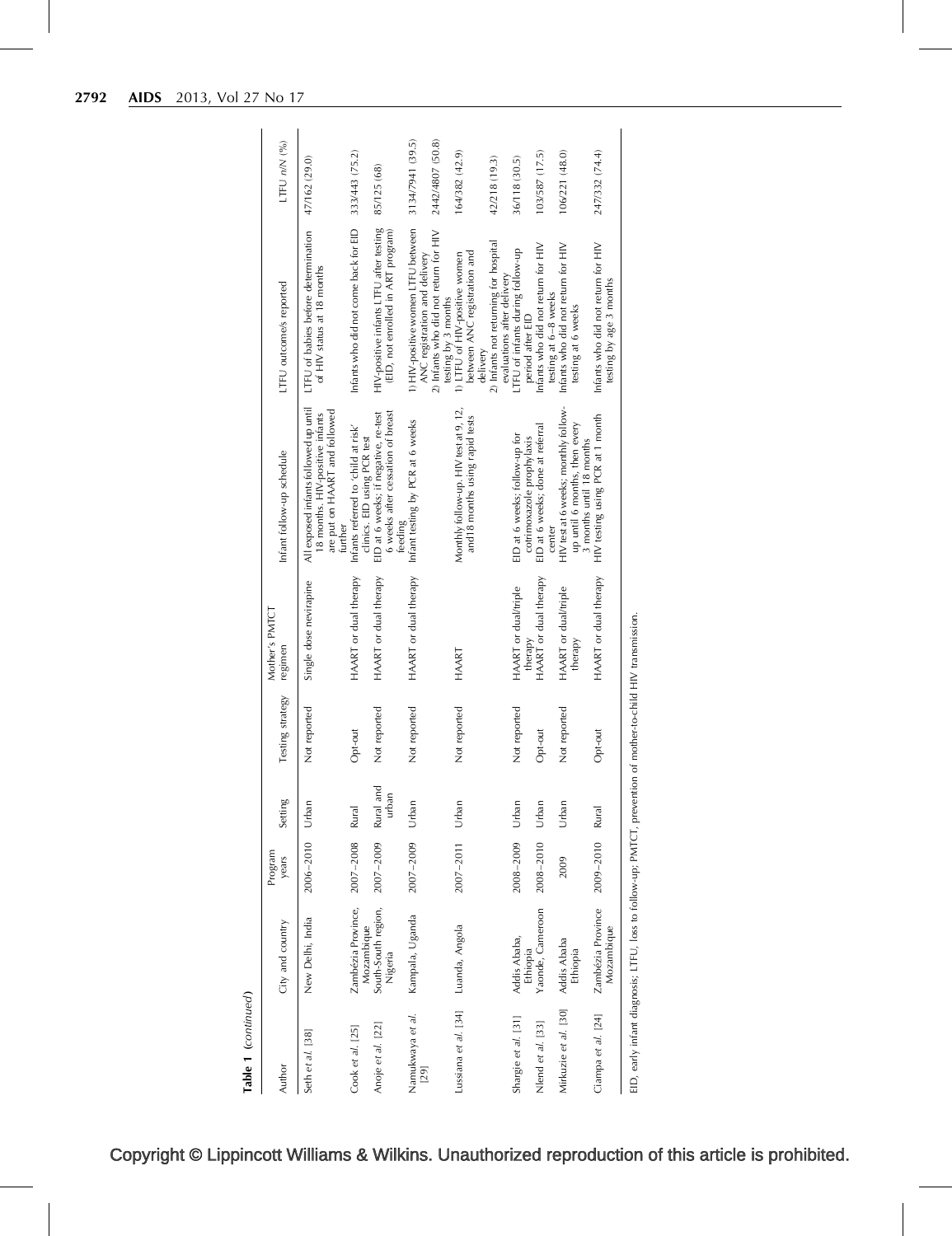**Table 1** (*continued*)

| Author | City and country | Program years | Setting | Testing strategy | Mother's PMTCT regimen | Infant follow-up schedule | LTFU outcome/s reported | LTFU n/N (%) |
|---|---|---|---|---|---|---|---|---|
| Seth *et al.* [38] | New Delhi, India | 2006–2010 | Urban | Not reported | Single dose nevirapine | All exposed infants followed up until 18 months. HIV-positive infants are put on HAART and followed further | LTFU of babies before determination of HIV status at 18 months | 47/162 (29.0) |
| Cook *et al.* [25] | Zambézia Province, Mozambique | 2007–2008 | Rural | Opt-out | HAART or dual therapy | Infants referred to 'child at risk' clinics. EID using PCR test | Infants who did not come back for EID | 333/443 (75.2) |
| Anoje *et al.* [22] | South-South region, Nigeria | 2007–2009 | Rural and urban | Not reported | HAART or dual therapy | EID at 6 weeks; if negative, re-test 6 weeks after cessation of breast feeding | HIV-positive infants LTFU after testing (EID, not enrolled in ART program) | 85/125 (68) |
| Namukwaya *et al.* [29] | Kampala, Uganda | 2007–2009 | Urban | Not reported | HAART or dual therapy | Infant testing by PCR at 6 weeks | 1) HIV-positive women LTFU between ANC registration and delivery | 3134/7941 (39.5) |
| | | | | | | | 2) Infants who did not return for HIV testing by 3 months | 2442/4807 (50.8) |
| Lussiana *et al.* [34] | Luanda, Angola | 2007–2011 | Urban | Not reported | HAART | Monthly follow-up, HIV test at 9, 12, and18 months using rapid tests | 1) LTFU of HIV-positive women between ANC registration and delivery | 164/382 (42.9) |
| | | | | | | | 2) Infants not returning for hospital evaluations after delivery | 42/218 (19.3) |
| Shargie *et al.* [31] | Addis Ababa, Ethiopia | 2008–2009 | Urban | Not reported | HAART or dual/triple therapy | EID at 6 weeks; follow-up for cotrimoxazole prophylaxis | LTFU of infants during follow-up period after EID | 36/118 (30.5) |
| Nlend *et al.* [33] | Yaonde, Cameroon | 2008–2010 | Urban | Opt-out | HAART or dual therapy | EID at 6 weeks; done at referral center | Infants who did not return for HIV testing at 6–8 weeks | 103/587 (17.5) |
| Mirkuzie *et al.* [30] | Addis Ababa Ethiopia | 2009 | Urban | Not reported | HAART or dual/triple therapy | HIV test at 6 weeks; monthly follow-up until 6 months, then every 3 months until 18 months | Infants who did not return for HIV testing at 6 weeks | 106/221 (48.0) |
| Ciampa *et al.* [24] | Zambézia Province Mozambique | 2009–2010 | Rural | Opt-out | HAART or dual therapy | HIV testing using PCR at 1 month | Infants who did not return for HIV testing by age 3 months | 247/332 (74.4) |

EID, early infant diagnosis; LTFU, loss to follow-up; PMTCT, prevention of mother-to-child HIV transmission.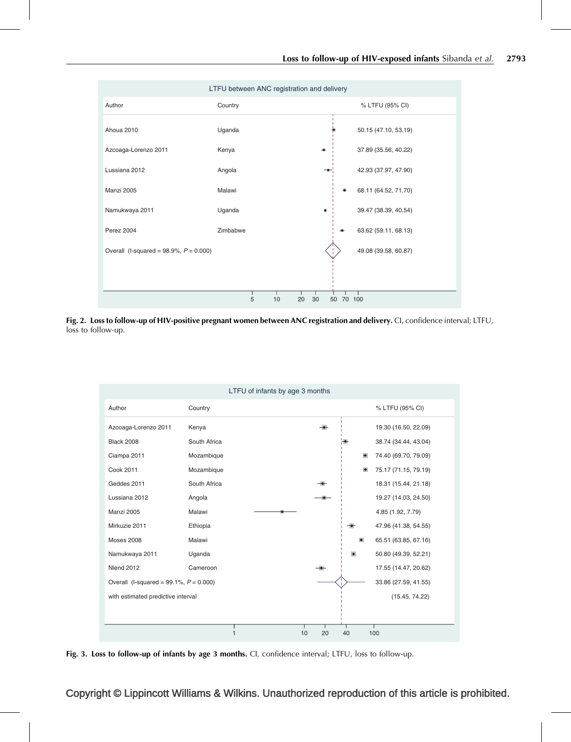LTFU between ANC registration and delivery

Author | Country | % LTFU (95% CI)

Ahoua 2010 Uganda 50.15 (47.10, 53.19)

Azcoaga-Lorenzo 2011 Kenya 37.89 (35.56, 40.22)

Lussiana 2012 Angola 42.93 (37.97, 47.90)

Manzi 2005 Malawi 68.11 (64.52, 71.70)

Namukwaya 2011 Uganda 39.47 (38.39, 40.54)

Perez 2004 Zimbabwe 63.62 (59.11, 68.13)

Overall (I-squared = 98.9%, $P = 0.000$) 49.08 (39.58, 60.87)

5 10 20 30 50 70 100

**Fig. 2. Loss to follow-up of HIV-positive pregnant women between ANC registration and delivery.** CI, confidence interval; LTFU, loss to follow-up.

LTFU of infants by age 3 months

Author | Country | % LTFU (95% CI)

Azcoaga-Lorenzo 2011 Kenya 19.30 (16.50, 22.09)

Black 2008 South Africa 38.74 (34.44, 43.04)

Ciampa 2011 Mozambique 74.40 (69.70, 79.09)

Cook 2011 Mozambique 75.17 (71.15, 79.19)

Geddes 2011 South Africa 18.31 (15.44, 21.18)

Lussiana 2012 Angola 19.27 (14.03, 24.50)

Manzi 2005 Malawi 4.85 (1.92, 7.79)

Mirkuzie 2011 Ethiopia 47.96 (41.38, 54.55)

Moses 2008 Malawi 65.51 (63.85, 67.16)

Namukwaya 2011 Uganda 50.80 (49.39, 52.21)

Nlend 2012 Cameroon 17.55 (14.47, 20.62)

Overall (I-squared = 99.1%, $P = 0.000$) 33.86 (27.59, 41.55)

with estimated predictive interval (15.45, 74.22)

1 10 20 40 100

**Fig. 3. Loss to follow-up of infants by age 3 months.** CI, confidence interval; LTFU, loss to follow-up.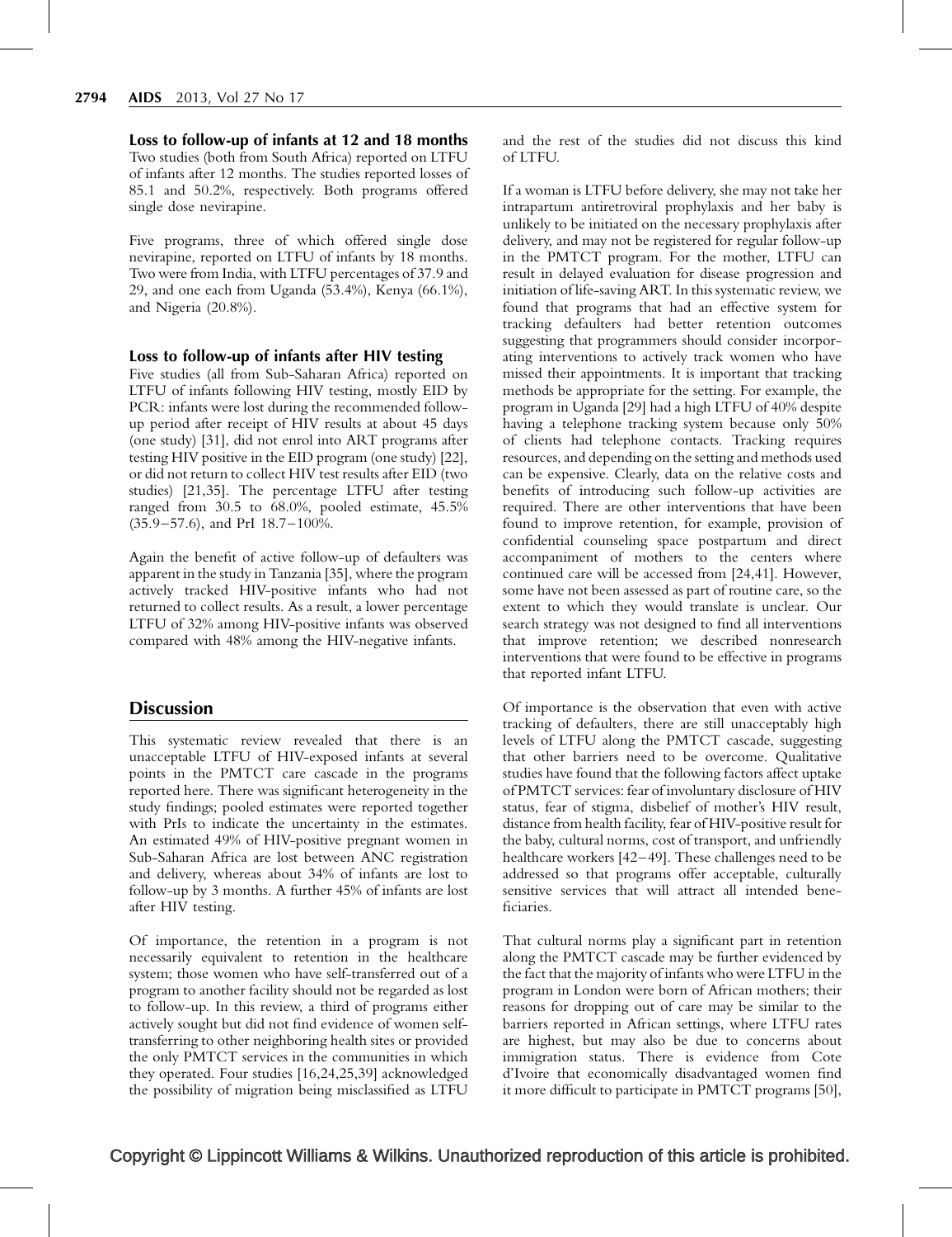### Loss to follow-up of infants at 12 and 18 months

Two studies (both from South Africa) reported on LTFU of infants after 12 months. The studies reported losses of 85.1 and 50.2%, respectively. Both programs offered single dose nevirapine.

Five programs, three of which offered single dose nevirapine, reported on LTFU of infants by 18 months. Two were from India, with LTFU percentages of 37.9 and 29, and one each from Uganda (53.4%), Kenya (66.1%), and Nigeria (20.8%).

### Loss to follow-up of infants after HIV testing

Five studies (all from Sub-Saharan Africa) reported on LTFU of infants following HIV testing, mostly EID by PCR: infants were lost during the recommended follow-up period after receipt of HIV results at about 45 days (one study) [31], did not enrol into ART programs after testing HIV positive in the EID program (one study) [22], or did not return to collect HIV test results after EID (two studies) [21,35]. The percentage LTFU after testing ranged from 30.5 to 68.0%, pooled estimate, 45.5% (35.9–57.6), and PrI 18.7–100%.

Again the benefit of active follow-up of defaulters was apparent in the study in Tanzania [35], where the program actively tracked HIV-positive infants who had not returned to collect results. As a result, a lower percentage LTFU of 32% among HIV-positive infants was observed compared with 48% among the HIV-negative infants.

## Discussion

This systematic review revealed that there is an unacceptable LTFU of HIV-exposed infants at several points in the PMTCT care cascade in the programs reported here. There was significant heterogeneity in the study findings; pooled estimates were reported together with PrIs to indicate the uncertainty in the estimates. An estimated 49% of HIV-positive pregnant women in Sub-Saharan Africa are lost between ANC registration and delivery, whereas about 34% of infants are lost to follow-up by 3 months. A further 45% of infants are lost after HIV testing.

Of importance, the retention in a program is not necessarily equivalent to retention in the healthcare system; those women who have self-transferred out of a program to another facility should not be regarded as lost to follow-up. In this review, a third of programs either actively sought but did not find evidence of women self-transferring to other neighboring health sites or provided the only PMTCT services in the communities in which they operated. Four studies [16,24,25,39] acknowledged the possibility of migration being misclassified as LTFU and the rest of the studies did not discuss this kind of LTFU.

If a woman is LTFU before delivery, she may not take her intrapartum antiretroviral prophylaxis and her baby is unlikely to be initiated on the necessary prophylaxis after delivery, and may not be registered for regular follow-up in the PMTCT program. For the mother, LTFU can result in delayed evaluation for disease progression and initiation of life-saving ART. In this systematic review, we found that programs that had an effective system for tracking defaulters had better retention outcomes suggesting that programmers should consider incorporating interventions to actively track women who have missed their appointments. It is important that tracking methods be appropriate for the setting. For example, the program in Uganda [29] had a high LTFU of 40% despite having a telephone tracking system because only 50% of clients had telephone contacts. Tracking requires resources, and depending on the setting and methods used can be expensive. Clearly, data on the relative costs and benefits of introducing such follow-up activities are required. There are other interventions that have been found to improve retention, for example, provision of confidential counseling space postpartum and direct accompaniment of mothers to the centers where continued care will be accessed from [24,41]. However, some have not been assessed as part of routine care, so the extent to which they would translate is unclear. Our search strategy was not designed to find all interventions that improve retention; we described nonresearch interventions that were found to be effective in programs that reported infant LTFU.

Of importance is the observation that even with active tracking of defaulters, there are still unacceptably high levels of LTFU along the PMTCT cascade, suggesting that other barriers need to be overcome. Qualitative studies have found that the following factors affect uptake of PMTCT services: fear of involuntary disclosure of HIV status, fear of stigma, disbelief of mother's HIV result, distance from health facility, fear of HIV-positive result for the baby, cultural norms, cost of transport, and unfriendly healthcare workers [42–49]. These challenges need to be addressed so that programs offer acceptable, culturally sensitive services that will attract all intended beneficiaries.

That cultural norms play a significant part in retention along the PMTCT cascade may be further evidenced by the fact that the majority of infants who were LTFU in the program in London were born of African mothers; their reasons for dropping out of care may be similar to the barriers reported in African settings, where LTFU rates are highest, but may also be due to concerns about immigration status. There is evidence from Cote d'Ivoire that economically disadvantaged women find it more difficult to participate in PMTCT programs [50],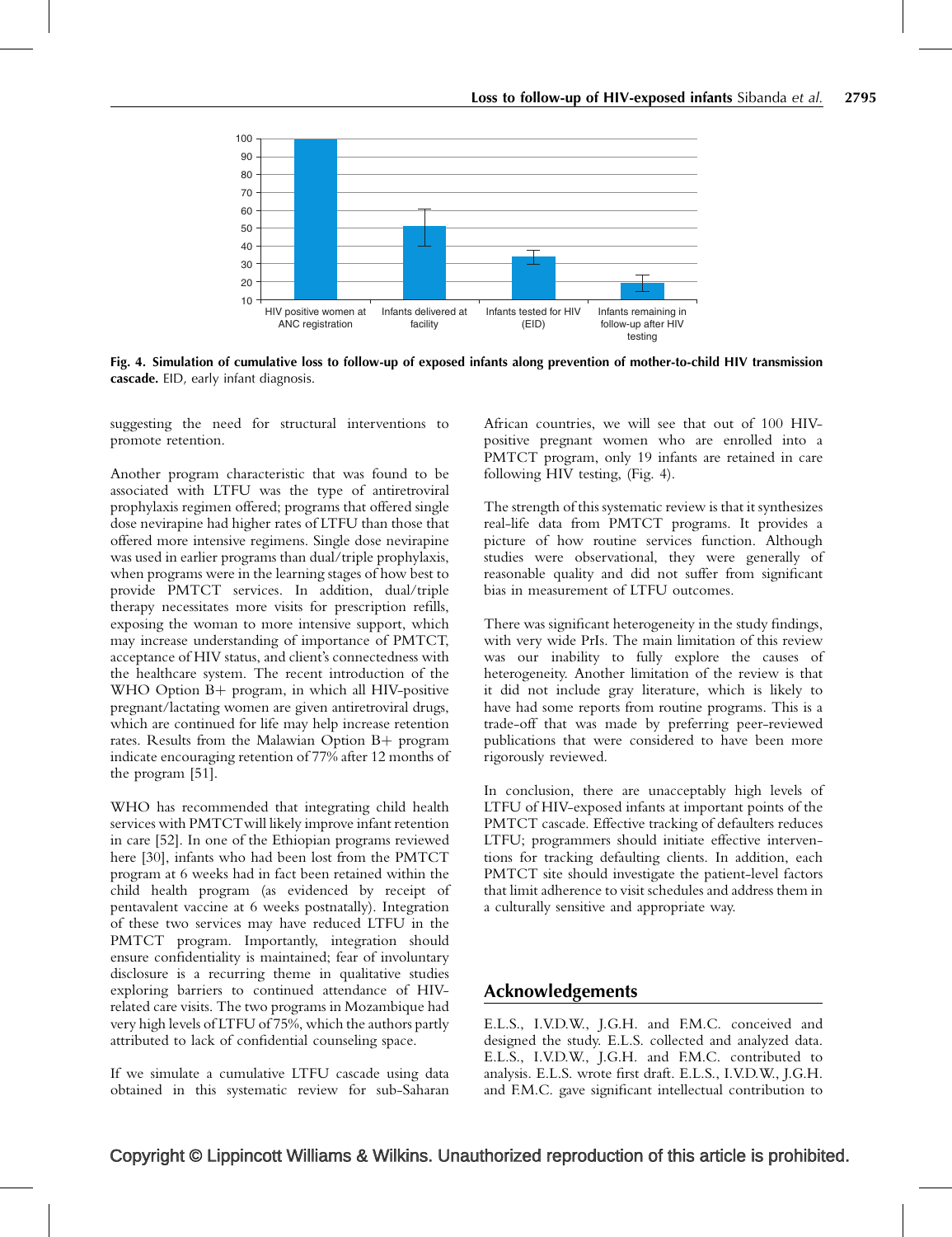100
90
80
70
60
50
40
30
20
10

HIV positive women at ANC registration
Infants delivered at facility
Infants tested for HIV (EID)
Infants remaining in follow-up after HIV testing

**Fig. 4. Simulation of cumulative loss to follow-up of exposed infants along prevention of mother-to-child HIV transmission cascade.** EID, early infant diagnosis.

suggesting the need for structural interventions to promote retention.

Another program characteristic that was found to be associated with LTFU was the type of antiretroviral prophylaxis regimen offered; programs that offered single dose nevirapine had higher rates of LTFU than those that offered more intensive regimens. Single dose nevirapine was used in earlier programs than dual/triple prophylaxis, when programs were in the learning stages of how best to provide PMTCT services. In addition, dual/triple therapy necessitates more visits for prescription refills, exposing the woman to more intensive support, which may increase understanding of importance of PMTCT, acceptance of HIV status, and client's connectedness with the healthcare system. The recent introduction of the WHO Option B+ program, in which all HIV-positive pregnant/lactating women are given antiretroviral drugs, which are continued for life may help increase retention rates. Results from the Malawian Option B+ program indicate encouraging retention of 77% after 12 months of the program [51].

WHO has recommended that integrating child health services with PMTCT will likely improve infant retention in care [52]. In one of the Ethiopian programs reviewed here [30], infants who had been lost from the PMTCT program at 6 weeks had in fact been retained within the child health program (as evidenced by receipt of pentavalent vaccine at 6 weeks postnatally). Integration of these two services may have reduced LTFU in the PMTCT program. Importantly, integration should ensure confidentiality is maintained; fear of involuntary disclosure is a recurring theme in qualitative studies exploring barriers to continued attendance of HIV-related care visits. The two programs in Mozambique had very high levels of LTFU of 75%, which the authors partly attributed to lack of confidential counseling space.

If we simulate a cumulative LTFU cascade using data obtained in this systematic review for sub-Saharan African countries, we will see that out of 100 HIV-positive pregnant women who are enrolled into a PMTCT program, only 19 infants are retained in care following HIV testing, (Fig. 4).

The strength of this systematic review is that it synthesizes real-life data from PMTCT programs. It provides a picture of how routine services function. Although studies were observational, they were generally of reasonable quality and did not suffer from significant bias in measurement of LTFU outcomes.

There was significant heterogeneity in the study findings, with very wide PrIs. The main limitation of this review was our inability to fully explore the causes of heterogeneity. Another limitation of the review is that it did not include gray literature, which is likely to have had some reports from routine programs. This is a trade-off that was made by preferring peer-reviewed publications that were considered to have been more rigorously reviewed.

In conclusion, there are unacceptably high levels of LTFU of HIV-exposed infants at important points of the PMTCT cascade. Effective tracking of defaulters reduces LTFU; programmers should initiate effective interventions for tracking defaulting clients. In addition, each PMTCT site should investigate the patient-level factors that limit adherence to visit schedules and address them in a culturally sensitive and appropriate way.

## Acknowledgements

E.L.S., I.V.D.W., J.G.H. and F.M.C. conceived and designed the study. E.L.S. collected and analyzed data. E.L.S., I.V.D.W., J.G.H. and F.M.C. contributed to analysis. E.L.S. wrote first draft. E.L.S., I.V.D.W., J.G.H. and F.M.C. gave significant intellectual contribution to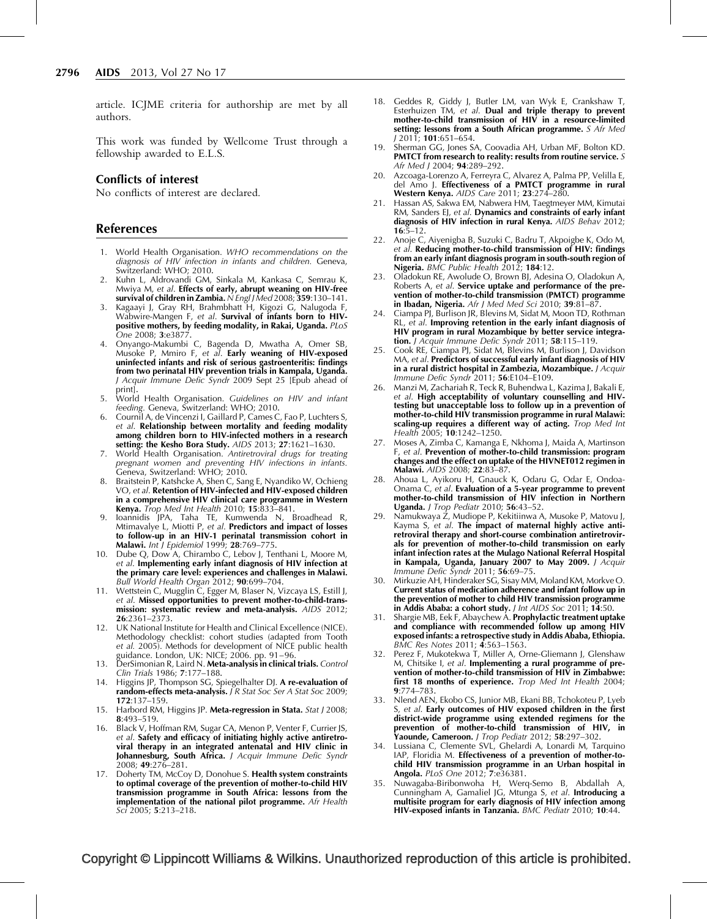article. ICJME criteria for authorship are met by all authors.

This work was funded by Wellcome Trust through a fellowship awarded to E.L.S.

### Conflicts of interest

No conflicts of interest are declared.

## References

1. World Health Organisation. *WHO recommendations on the diagnosis of HIV infection in infants and children.* Geneva, Switzerland: WHO; 2010.
2. Kuhn L, Aldrovandi GM, Sinkala M, Kankasa C, Semrau K, Mwiya M, *et al.* **Effects of early, abrupt weaning on HIV-free survival of children in Zambia.** *N Engl J Med* 2008; **359**:130–141.
3. Kagaayi J, Gray RH, Brahmbhatt H, Kigozi G, Nalugoda F, Wabwire-Mangen F, *et al.* **Survival of infants born to HIV-positive mothers, by feeding modality, in Rakai, Uganda.** *PLoS One* 2008; **3**:e3877.
4. Onyango-Makumbi C, Bagenda D, Mwatha A, Omer SB, Musoke P, Mmiro F, *et al.* **Early weaning of HIV-exposed uninfected infants and risk of serious gastroenteritis: findings from two perinatal HIV prevention trials in Kampala, Uganda.** *J Acquir Immune Defic Syndr* 2009 Sept 25 [Epub ahead of print].
5. World Health Organisation. *Guidelines on HIV and infant feeding.* Geneva, Switzerland: WHO; 2010.
6. Cournil A, de Vincenzi I, Gaillard P, Cames C, Fao P, Luchters S, *et al.* **Relationship between mortality and feeding modality among children born to HIV-infected mothers in a research setting: the Kesho Bora Study.** *AIDS* 2013; **27**:1621–1630.
7. World Health Organisation. *Antiretroviral drugs for treating pregnant women and preventing HIV infections in infants.* Geneva, Switzerland: WHO; 2010.
8. Braitstein P, Katshcke A, Shen C, Sang E, Nyandiko W, Ochieng VO, *et al.* **Retention of HIV-infected and HIV-exposed children in a comprehensive HIV clinical care programme in Western Kenya.** *Trop Med Int Health* 2010; **15**:833–841.
9. Ioannidis JPA, Taha TE, Kumwenda N, Broadhead R, Mtimavalye L, Miotti P, *et al.* **Predictors and impact of losses to follow-up in an HIV-1 perinatal transmission cohort in Malawi.** *Int J Epidemiol* 1999; **28**:769–775.
10. Dube Q, Dow A, Chirambo C, Lebov J, Tenthani L, Moore M, *et al.* **Implementing early infant diagnosis of HIV infection at the primary care level: experiences and challenges in Malawi.** *Bull World Health Organ* 2012; **90**:699–704.
11. Wettstein C, Mugglin C, Egger M, Blaser N, Vizcaya LS, Estill J, *et al.* **Missed opportunities to prevent mother-to-child-transmission: systematic review and meta-analysis.** *AIDS* 2012; **26**:2361–2373.
12. UK National Institute for Health and Clinical Excellence (NICE). Methodology checklist: cohort studies (adapted from Tooth *et al.* 2005). Methods for development of NICE public health guidance. London, UK: NICE; 2006. pp. 91–96.
13. DerSimonian R, Laird N. **Meta-analysis in clinical trials.** *Control Clin Trials* 1986; **7**:177–188.
14. Higgins JP, Thompson SG, Spiegelhalter DJ. **A re-evaluation of random-effects meta-analysis.** *J R Stat Soc Ser A Stat Soc* 2009; **172**:137–159.
15. Harbord RM, Higgins JP. **Meta-regression in Stata.** *Stat J* 2008; **8**:493–519.
16. Black V, Hoffman RM, Sugar CA, Menon P, Venter F, Currier JS, *et al.* **Safety and efficacy of initiating highly active antiretroviral therapy in an integrated antenatal and HIV clinic in Johannesburg, South Africa.** *J Acquir Immune Defic Syndr* 2008; **49**:276–281.
17. Doherty TM, McCoy D, Donohue S. **Health system constraints to optimal coverage of the prevention of mother-to-child HIV transmission programme in South Africa: lessons from the implementation of the national pilot programme.** *Afr Health Sci* 2005; **5**:213–218.
18. Geddes R, Giddy J, Butler LM, van Wyk E, Crankshaw T, Esterhuizen TM, *et al.* **Dual and triple therapy to prevent mother-to-child transmission of HIV in a resource-limited setting: lessons from a South African programme.** *S Afr Med J* 2011; **101**:651–654.
19. Sherman GG, Jones SA, Coovadia AH, Urban MF, Bolton KD. **PMTCT from research to reality: results from routine service.** *S Afr Med J* 2004; **94**:289–292.
20. Azcoaga-Lorenzo A, Ferreyra C, Alvarez A, Palma PP, Velilla E, del Amo J. **Effectiveness of a PMTCT programme in rural Western Kenya.** *AIDS Care* 2011; **23**:274–280.
21. Hassan AS, Sakwa EM, Nabwera HM, Taegtmeyer MM, Kimutai RM, Sanders EJ, *et al.* **Dynamics and constraints of early infant diagnosis of HIV infection in rural Kenya.** *AIDS Behav* 2012; **16**:5–12.
22. Anoje C, Aiyenigba B, Suzuki C, Badru T, Akpoigbe K, Odo M, *et al.* **Reducing mother-to-child transmission of HIV: findings from an early infant diagnosis program in south-south region of Nigeria.** *BMC Public Health* 2012; **184**:12.
23. Oladokun RE, Awolude O, Brown BJ, Adesina O, Oladokun A, Roberts A, *et al.* **Service uptake and performance of the prevention of mother-to-child transmission (PMTCT) programme in Ibadan, Nigeria.** *Afr J Med Med Sci* 2010; **39**:81–87.
24. Ciampa PJ, Burlison JR, Blevins M, Sidat M, Moon TD, Rothman RL, *et al.* **Improving retention in the early infant diagnosis of HIV program in rural Mozambique by better service integration.** *J Acquir Immune Defic Syndr* 2011; **58**:115–119.
25. Cook RE, Ciampa PJ, Sidat M, Blevins M, Burlison J, Davidson MA, *et al.* **Predictors of successful early infant diagnosis of HIV in a rural district hospital in Zambezia, Mozambique.** *J Acquir Immune Defic Syndr* 2011; **56**:E104–E109.
26. Manzi M, Zachariah R, Teck R, Buhendwa L, Kazima J, Bakali E, *et al.* **High acceptability of voluntary counselling and HIV-testing but unacceptable loss to follow up in a prevention of mother-to-child HIV transmission programme in rural Malawi: scaling-up requires a different way of acting.** *Trop Med Int Health* 2005; **10**:1242–1250.
27. Moses A, Zimba C, Kamanga E, Nkhoma J, Maida A, Martinson F, *et al.* **Prevention of mother-to-child transmission: program changes and the effect on uptake of the HIVNET012 regimen in Malawi.** *AIDS* 2008; **22**:83–87.
28. Ahoua L, Ayikoru H, Gnauck K, Odaru G, Odar E, Ondoa-Onama C, *et al.* **Evaluation of a 5-year programme to prevent mother-to-child transmission of HIV infection in Northern Uganda.** *J Trop Pediatr* 2010; **56**:43–52.
29. Namukwaya Z, Mudiope P, Kekitiinwa A, Musoke P, Matovu J, Kayma S, *et al.* **The impact of maternal highly active antiretroviral therapy and short-course combination antiretrovirals for prevention of mother-to-child transmission on early infant infection rates at the Mulago National Referral Hospital in Kampala, Uganda, January 2007 to May 2009.** *J Acquir Immune Defic Syndr* 2011; **56**:69–75.
30. Mirkuzie AH, Hinderaker SG, Sisay MM, Moland KM, Morkve O. **Current status of medication adherence and infant follow up in the prevention of mother to child HIV transmission programme in Addis Ababa: a cohort study.** *J Int AIDS Soc* 2011; **14**:50.
31. Shargie MB, Eek F, Abaychew A. **Prophylactic treatment uptake and compliance with recommended follow up among HIV exposed infants: a retrospective study in Addis Ababa, Ethiopia.** *BMC Res Notes* 2011; **4**:563–1563.
32. Perez F, Mukotekwa T, Miller A, Orne-Gliemann J, Glenshaw M, Chitsike I, *et al.* **Implementing a rural programme of prevention of mother-to-child transmission of HIV in Zimbabwe: first 18 months of experience.** *Trop Med Int Health* 2004; **9**:774–783.
33. Nlend AEN, Ekobo CS, Junior MB, Ekani BB, Tchokoteu P, Lyeb S, *et al.* **Early outcomes of HIV exposed children in the first district-wide programme using extended regimens for the prevention of mother-to-child transmission of HIV, in Yaounde, Cameroon.** *J Trop Pediatr* 2012; **58**:297–302.
34. Lussiana C, Clemente SVL, Ghelardi A, Lonardi M, Tarquino IAP, Floridia M. **Effectiveness of a prevention of mother-to-child HIV transmission programme in an Urban hospital in Angola.** *PLoS One* 2012; **7**:e36381.
35. Nuwagaba-Biribonwoha H, Werq-Semo B, Abdallah A, Cunningham A, Gamaliel JG, Mtunga S, *et al.* **Introducing a multisite program for early diagnosis of HIV infection among HIV-exposed infants in Tanzania.** *BMC Pediatr* 2010; **10**:44.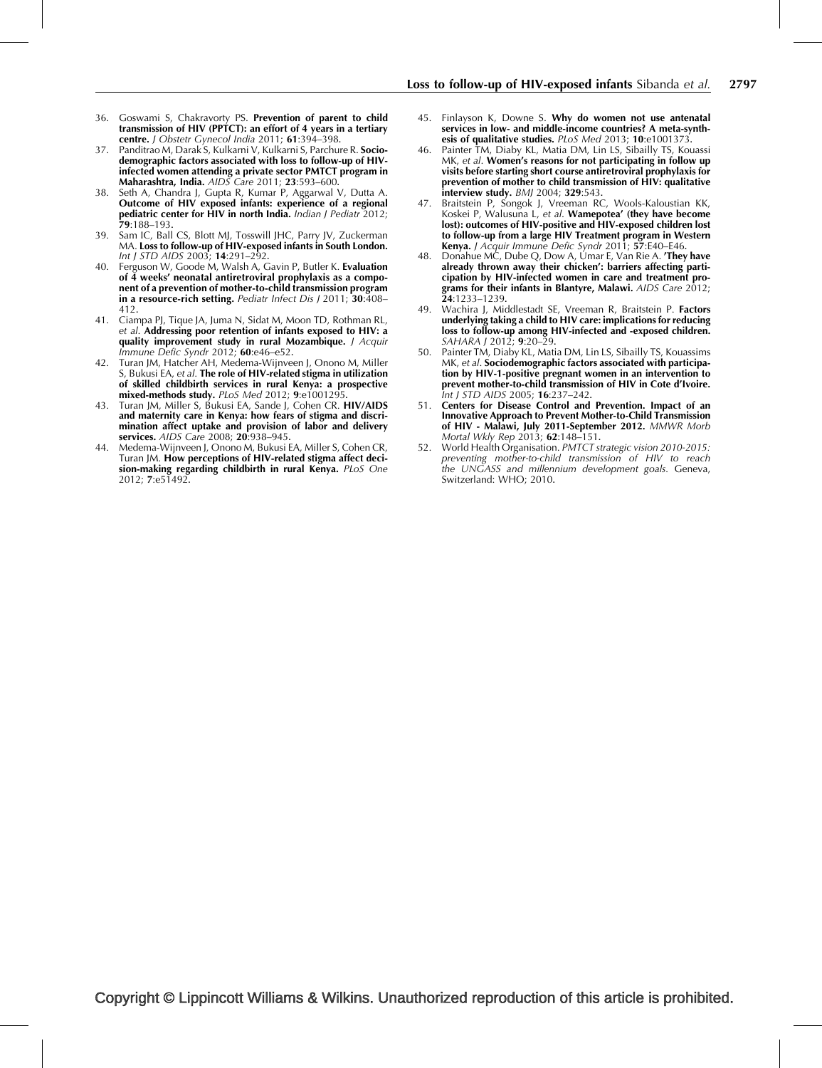36. Goswami S, Chakravorty PS. **Prevention of parent to child transmission of HIV (PPTCT): an effort of 4 years in a tertiary centre.** *J Obstetr Gynecol India* 2011; **61**:394–398.
37. Panditrao M, Darak S, Kulkarni V, Kulkarni S, Parchure R. **Socio-demographic factors associated with loss to follow-up of HIV-infected women attending a private sector PMTCT program in Maharashtra, India.** *AIDS Care* 2011; **23**:593–600.
38. Seth A, Chandra J, Gupta R, Kumar P, Aggarwal V, Dutta A. **Outcome of HIV exposed infants: experience of a regional pediatric center for HIV in north India.** *Indian J Pediatr* 2012; **79**:188–193.
39. Sam IC, Ball CS, Blott MJ, Tosswill JHC, Parry JV, Zuckerman MA. **Loss to follow-up of HIV-exposed infants in South London.** *Int J STD AIDS* 2003; **14**:291–292.
40. Ferguson W, Goode M, Walsh A, Gavin P, Butler K. **Evaluation of 4 weeks' neonatal antiretroviral prophylaxis as a component of a prevention of mother-to-child transmission program in a resource-rich setting.** *Pediatr Infect Dis J* 2011; **30**:408–412.
41. Ciampa PJ, Tique JA, Juma N, Sidat M, Moon TD, Rothman RL, *et al.* **Addressing poor retention of infants exposed to HIV: a quality improvement study in rural Mozambique.** *J Acquir Immune Defic Syndr* 2012; **60**:e46–e52.
42. Turan JM, Hatcher AH, Medema-Wijnveen J, Onono M, Miller S, Bukusi EA, *et al.* **The role of HIV-related stigma in utilization of skilled childbirth services in rural Kenya: a prospective mixed-methods study.** *PLoS Med* 2012; **9**:e1001295.
43. Turan JM, Miller S, Bukusi EA, Sande J, Cohen CR. **HIV/AIDS and maternity care in Kenya: how fears of stigma and discrimination affect uptake and provision of labor and delivery services.** *AIDS Care* 2008; **20**:938–945.
44. Medema-Wijnveen J, Onono M, Bukusi EA, Miller S, Cohen CR, Turan JM. **How perceptions of HIV-related stigma affect decision-making regarding childbirth in rural Kenya.** *PLoS One* 2012; **7**:e51492.
45. Finlayson K, Downe S. **Why do women not use antenatal services in low- and middle-income countries? A meta-synthesis of qualitative studies.** *PLoS Med* 2013; **10**:e1001373.
46. Painter TM, Diaby KL, Matia DM, Lin LS, Sibailly TS, Kouassi MK, *et al.* **Women's reasons for not participating in follow up visits before starting short course antiretroviral prophylaxis for prevention of mother to child transmission of HIV: qualitative interview study.** *BMJ* 2004; **329**:543.
47. Braitstein P, Songok J, Vreeman RC, Wools-Kaloustian KK, Koskei P, Walusuna L, *et al.* **Wamepotea' (they have become lost): outcomes of HIV-positive and HIV-exposed children lost to follow-up from a large HIV Treatment program in Western Kenya.** *J Acquir Immune Defic Syndr* 2011; **57**:E40–E46.
48. Donahue MC, Dube Q, Dow A, Umar E, Van Rie A. **'They have already thrown away their chicken': barriers affecting participation by HIV-infected women in care and treatment programs for their infants in Blantyre, Malawi.** *AIDS Care* 2012; **24**:1233–1239.
49. Wachira J, Middlestadt SE, Vreeman R, Braitstein P. **Factors underlying taking a child to HIV care: implications for reducing loss to follow-up among HIV-infected and -exposed children.** *SAHARA J* 2012; **9**:20–29.
50. Painter TM, Diaby KL, Matia DM, Lin LS, Sibailly TS, Kouassims MK, *et al.* **Sociodemographic factors associated with participation by HIV-1-positive pregnant women in an intervention to prevent mother-to-child transmission of HIV in Cote d'Ivoire.** *Int J STD AIDS* 2005; **16**:237–242.
51. **Centers for Disease Control and Prevention. Impact of an Innovative Approach to Prevent Mother-to-Child Transmission of HIV - Malawi, July 2011-September 2012.** *MMWR Morb Mortal Wkly Rep* 2013; **62**:148–151.
52. World Health Organisation. *PMTCT strategic vision 2010-2015: preventing mother-to-child transmission of HIV to reach the UNGASS and millennium development goals.* Geneva, Switzerland: WHO; 2010.